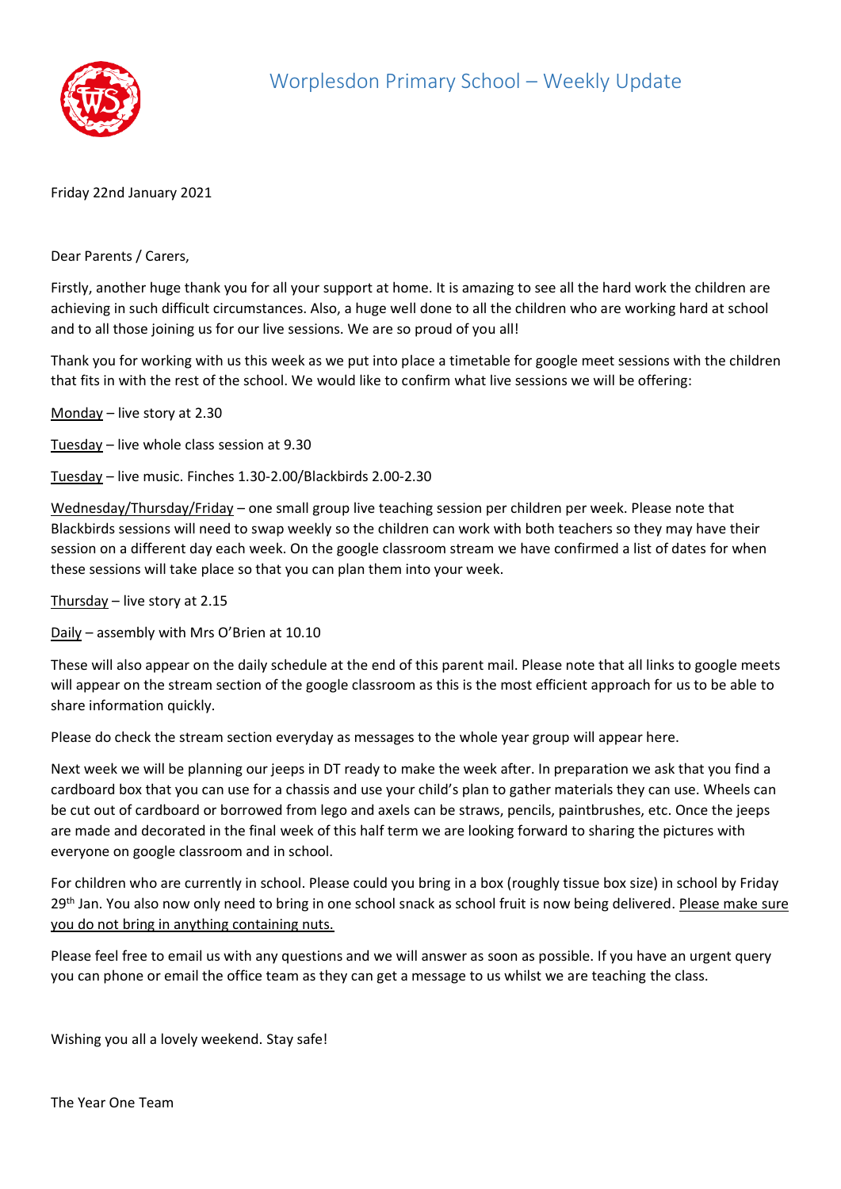# Worplesdon Primary School – Weekly Update

Friday 22nd January 2021

Dear Parents / Carers,

Firstly, another huge thank you for all your support at home. It is amazing to see all the hard work the children are achieving in such difficult circumstances. Also, a huge well done to all the children who are working hard at school and to all those joining us for our live sessions. We are so proud of you all!

Thank you for working with us this week as we put into place a timetable for google meet sessions with the children that fits in with the rest of the school. We would like to confirm what live sessions we will be offering:

<u>Monday</u> – live story at 2.30

<u>Tuesday</u> – live whole class session at 9.30

<u>Tuesday</u> – live music. Finches 1.30-2.00/Blackbirds 2.00-2.30

<u>Wednesday/Thursday/Friday</u> – one small group live teaching session per children per week. Please note that Blackbirds sessions will need to swap weekly so the children can work with both teachers so they may have their session on a different day each week. On the google classroom stream we have confirmed a list of dates for when these sessions will take place so that you can plan them into your week.

<u>Thursday</u> – live story at 2.15

<u>Daily</u> – assembly with Mrs O'Brien at 10.10

These will also appear on the daily schedule at the end of this parent mail. Please note that all links to google meets will appear on the stream section of the google classroom as this is the most efficient approach for us to be able to share information quickly.

Please do check the stream section everyday as messages to the whole year group will appear here.

Next week we will be planning our jeeps in DT ready to make the week after. In preparation we ask that you find a cardboard box that you can use for a chassis and use your child's plan to gather materials they can use. Wheels can be cut out of cardboard or borrowed from lego and axels can be straws, pencils, paintbrushes, etc. Once the jeeps are made and decorated in the final week of this half term we are looking forward to sharing the pictures with everyone on google classroom and in school.

For children who are currently in school. Please could you bring in a box (roughly tissue box size) in school by Friday 29th Jan. You also now only need to bring in one school snack as school fruit is now being delivered. <u>Please make sure you do not bring in anything containing nuts.</u>

Please feel free to email us with any questions and we will answer as soon as possible. If you have an urgent query you can phone or email the office team as they can get a message to us whilst we are teaching the class.

Wishing you all a lovely weekend. Stay safe!

The Year One Team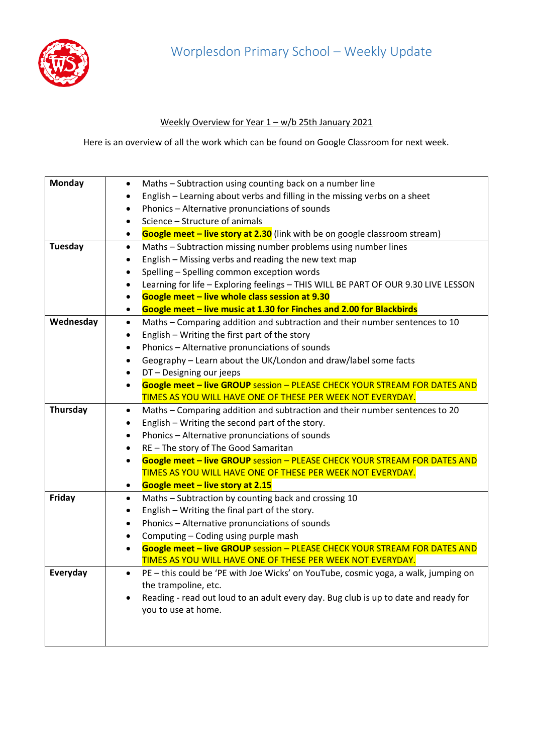# Worplesdon Primary School – Weekly Update

Weekly Overview for Year 1 – w/b 25th January 2021

Here is an overview of all the work which can be found on Google Classroom for next week.

| | |
|---|---|
| **Monday** | • Maths – Subtraction using counting back on a number line<br>• English – Learning about verbs and filling in the missing verbs on a sheet<br>• Phonics – Alternative pronunciations of sounds<br>• Science – Structure of animals<br>• **Google meet – live story at 2.30** (link with be on google classroom stream) |
| **Tuesday** | • Maths – Subtraction missing number problems using number lines<br>• English – Missing verbs and reading the new text map<br>• Spelling – Spelling common exception words<br>• Learning for life – Exploring feelings – THIS WILL BE PART OF OUR 9.30 LIVE LESSON<br>• **Google meet – live whole class session at 9.30**<br>• **Google meet – live music at 1.30 for Finches and 2.00 for Blackbirds** |
| **Wednesday** | • Maths – Comparing addition and subtraction and their number sentences to 10<br>• English – Writing the first part of the story<br>• Phonics – Alternative pronunciations of sounds<br>• Geography – Learn about the UK/London and draw/label some facts<br>• DT – Designing our jeeps<br>• **Google meet – live GROUP** session – PLEASE CHECK YOUR STREAM FOR DATES AND TIMES AS YOU WILL HAVE ONE OF THESE PER WEEK NOT EVERYDAY. |
| **Thursday** | • Maths – Comparing addition and subtraction and their number sentences to 20<br>• English – Writing the second part of the story.<br>• Phonics – Alternative pronunciations of sounds<br>• RE – The story of The Good Samaritan<br>• **Google meet – live GROUP** session – PLEASE CHECK YOUR STREAM FOR DATES AND TIMES AS YOU WILL HAVE ONE OF THESE PER WEEK NOT EVERYDAY.<br>• **Google meet – live story at 2.15** |
| **Friday** | • Maths – Subtraction by counting back and crossing 10<br>• English – Writing the final part of the story.<br>• Phonics – Alternative pronunciations of sounds<br>• Computing – Coding using purple mash<br>• **Google meet – live GROUP** session – PLEASE CHECK YOUR STREAM FOR DATES AND TIMES AS YOU WILL HAVE ONE OF THESE PER WEEK NOT EVERYDAY. |
| **Everyday** | • PE – this could be 'PE with Joe Wicks' on YouTube, cosmic yoga, a walk, jumping on the trampoline, etc.<br>• Reading - read out loud to an adult every day. Bug club is up to date and ready for you to use at home. |